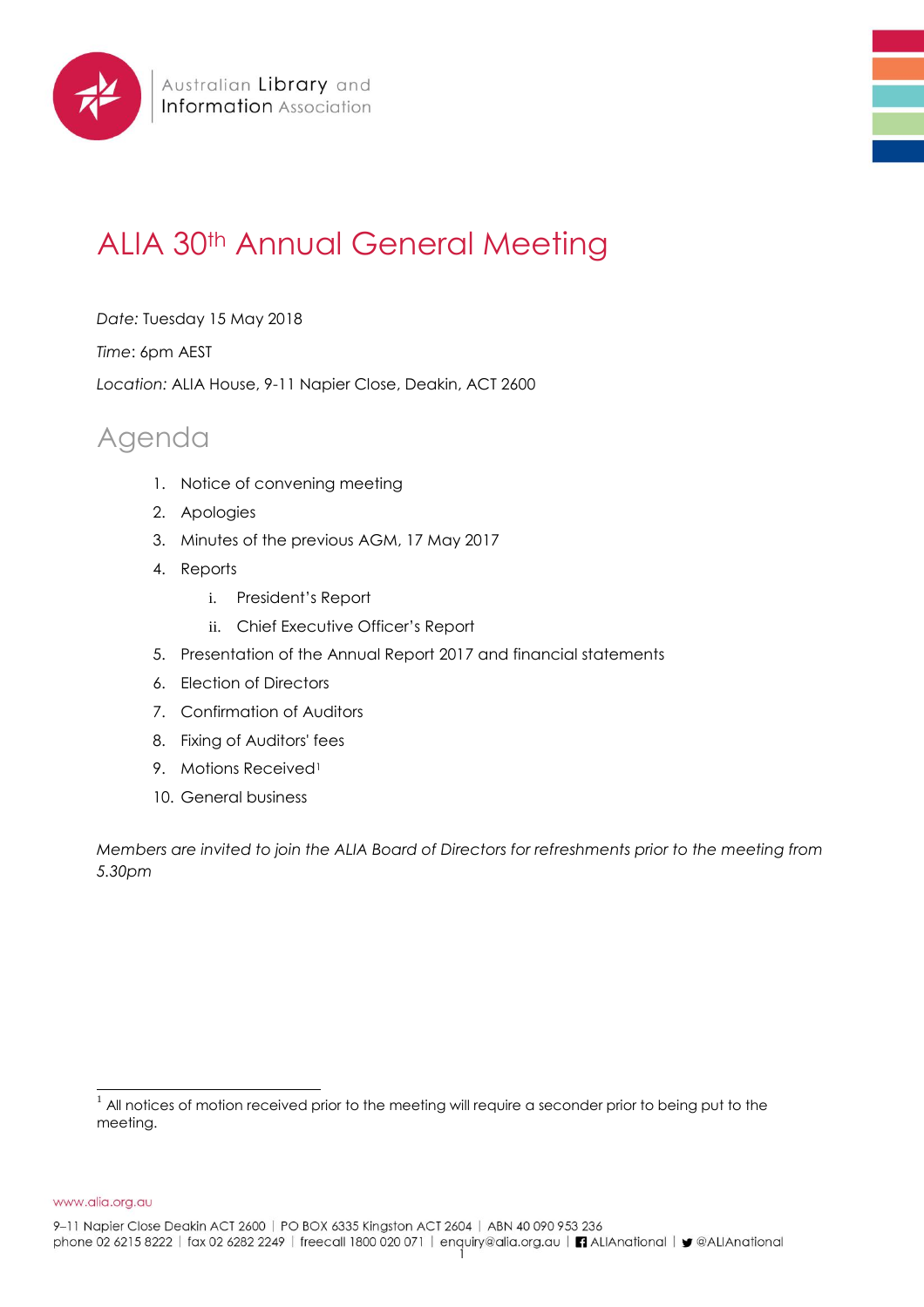Australian Library and Information Association

# ALIA 30th Annual General Meeting

*Date:* Tuesday 15 May 2018

*Time*: 6pm AEST

*Location:* ALIA House, 9-11 Napier Close, Deakin, ACT 2600

## Agenda

1. Notice of convening meeting
2. Apologies
3. Minutes of the previous AGM, 17 May 2017
4. Reports
    i. President's Report
    ii. Chief Executive Officer's Report
5. Presentation of the Annual Report 2017 and financial statements
6. Election of Directors
7. Confirmation of Auditors
8. Fixing of Auditors' fees
9. Motions Received[1]
10. General business

*Members are invited to join the ALIA Board of Directors for refreshments prior to the meeting from 5.30pm*

[1] All notices of motion received prior to the meeting will require a seconder prior to being put to the meeting.

www.alia.org.au

9–11 Napier Close Deakin ACT 2600 | PO BOX 6335 Kingston ACT 2604 | ABN 40 090 953 236
phone 02 6215 8222 | fax 02 6282 2249 | freecall 1800 020 071 | enquiry@alia.org.au | ALIAnational | @ALIAnational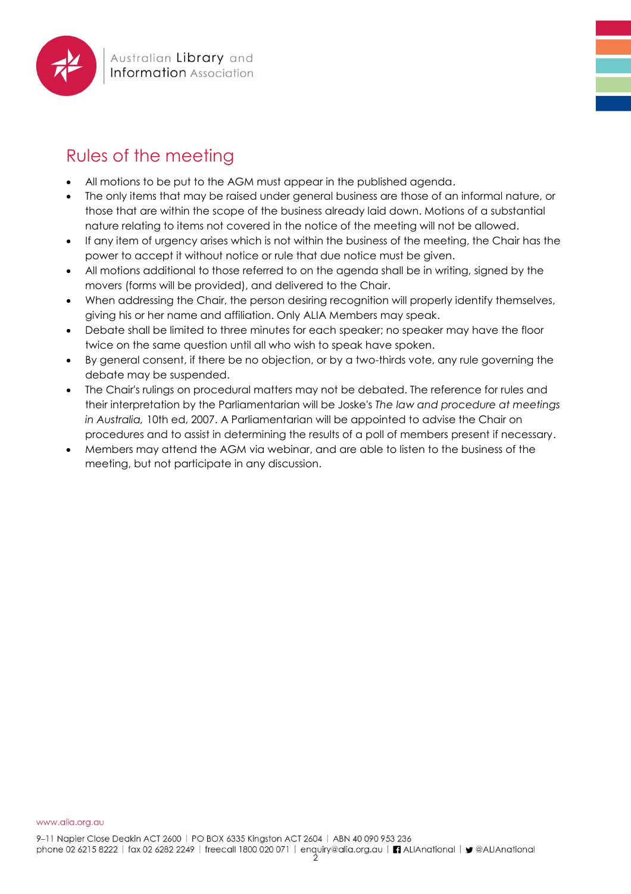## Rules of the meeting

- All motions to be put to the AGM must appear in the published agenda.
- The only items that may be raised under general business are those of an informal nature, or those that are within the scope of the business already laid down. Motions of a substantial nature relating to items not covered in the notice of the meeting will not be allowed.
- If any item of urgency arises which is not within the business of the meeting, the Chair has the power to accept it without notice or rule that due notice must be given.
- All motions additional to those referred to on the agenda shall be in writing, signed by the movers (forms will be provided), and delivered to the Chair.
- When addressing the Chair, the person desiring recognition will properly identify themselves, giving his or her name and affiliation. Only ALIA Members may speak.
- Debate shall be limited to three minutes for each speaker; no speaker may have the floor twice on the same question until all who wish to speak have spoken.
- By general consent, if there be no objection, or by a two-thirds vote, any rule governing the debate may be suspended.
- The Chair's rulings on procedural matters may not be debated. The reference for rules and their interpretation by the Parliamentarian will be Joske's *The law and procedure at meetings in Australia,* 10th ed, 2007. A Parliamentarian will be appointed to advise the Chair on procedures and to assist in determining the results of a poll of members present if necessary.
- Members may attend the AGM via webinar, and are able to listen to the business of the meeting, but not participate in any discussion.